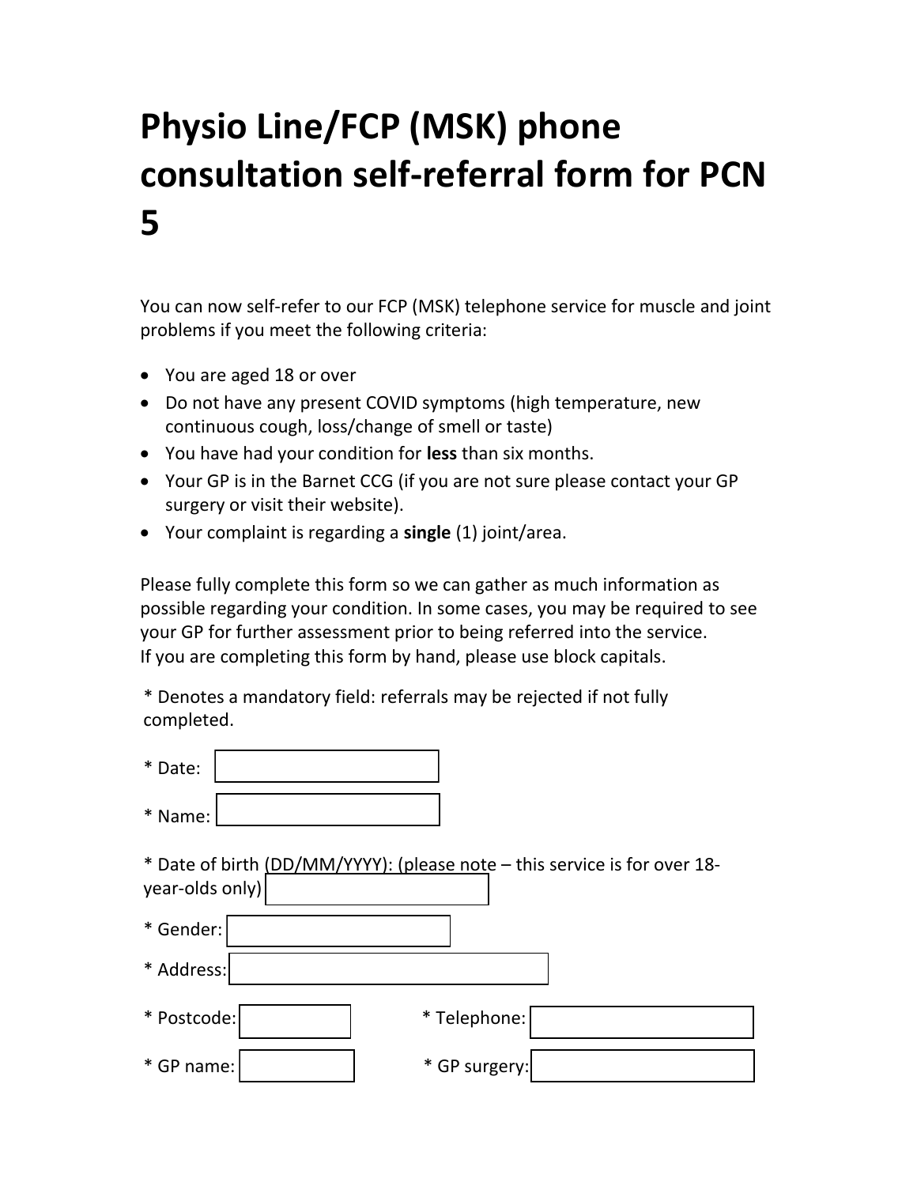# Physio Line/FCP (MSK) phone consultation self-referral form for PCN 5

You can now self-refer to our FCP (MSK) telephone service for muscle and joint problems if you meet the following criteria:

- You are aged 18 or over
- Do not have any present COVID symptoms (high temperature, new continuous cough, loss/change of smell or taste)
- You have had your condition for **less** than six months.
- Your GP is in the Barnet CCG (if you are not sure please contact your GP surgery or visit their website).
- Your complaint is regarding a **single** (1) joint/area.

Please fully complete this form so we can gather as much information as possible regarding your condition. In some cases, you may be required to see your GP for further assessment prior to being referred into the service. If you are completing this form by hand, please use block capitals.

* Denotes a mandatory field: referrals may be rejected if not fully completed.

* Date:

* Name:

* Date of birth (DD/MM/YYYY): (please note – this service is for over 18-year-olds only)

* Gender:

* Address:

* Postcode: 　　　　* Telephone:

* GP name: 　　　　* GP surgery: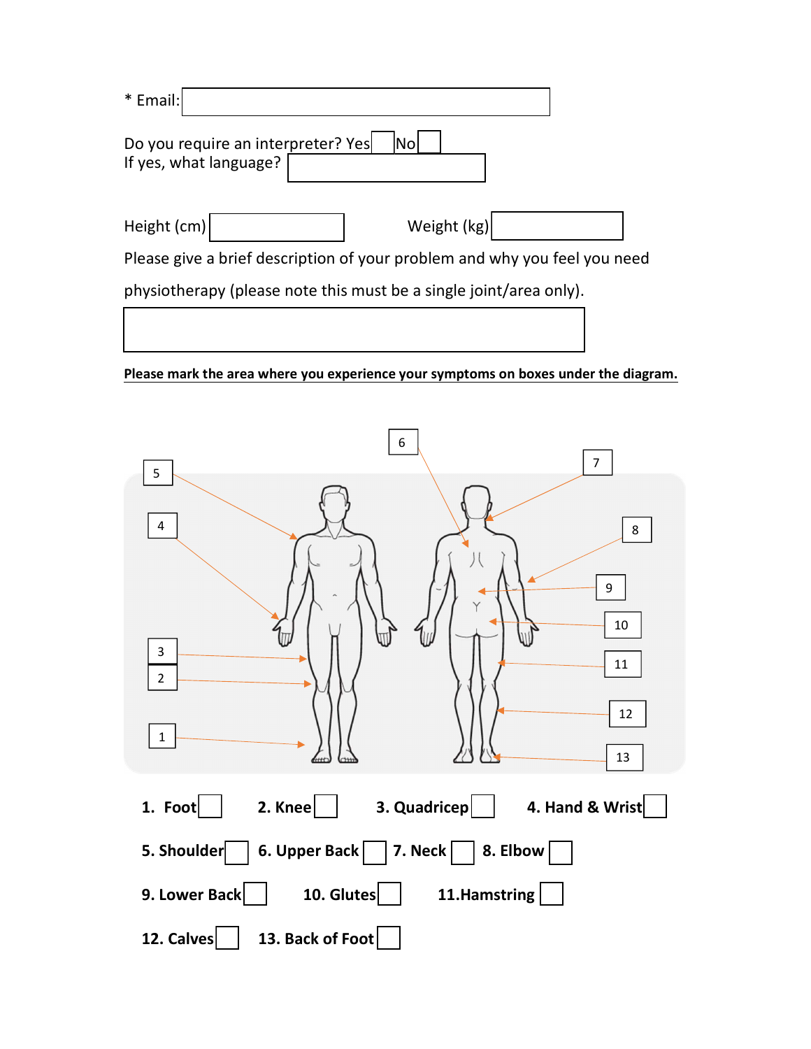\* Email: 

Do you require an interpreter? Yes ☐ No ☐

If yes, what language? 

Height (cm)  Weight (kg) 

Please give a brief description of your problem and why you feel you need physiotherapy (please note this must be a single joint/area only).

**Please mark the area where you experience your symptoms on boxes under the diagram.**

5

4

3

2

1

6

7

8

9

10

11

12

13

**1. Foot** ☐ **2. Knee** ☐ **3. Quadricep** ☐ **4. Hand & Wrist** ☐

**5. Shoulder** ☐ **6. Upper Back** ☐ **7. Neck** ☐ **8. Elbow** ☐

**9. Lower Back** ☐ **10. Glutes** ☐ **11.Hamstring** ☐

**12. Calves** ☐ **13. Back of Foot** ☐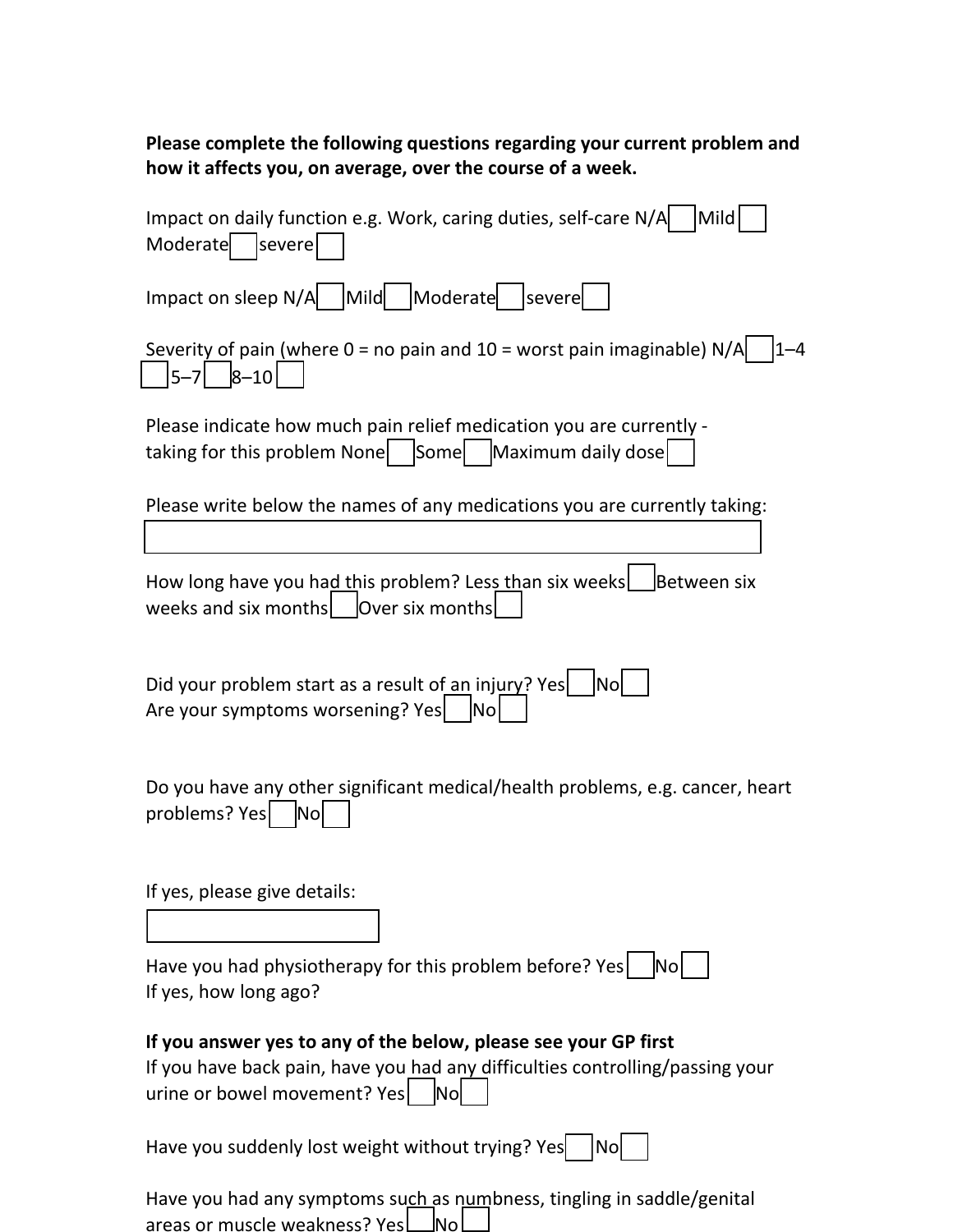**Please complete the following questions regarding your current problem and how it affects you, on average, over the course of a week.**

Impact on daily function e.g. Work, caring duties, self-care N/A ☐ Mild ☐ Moderate ☐ severe ☐

Impact on sleep N/A ☐ Mild ☐ Moderate ☐ severe ☐

Severity of pain (where 0 = no pain and 10 = worst pain imaginable) N/A ☐ 1–4 ☐ 5–7 ☐ 8–10 ☐

Please indicate how much pain relief medication you are currently - taking for this problem None ☐ Some ☐ Maximum daily dose ☐

Please write below the names of any medications you are currently taking:

\_\_\_\_\_\_\_\_\_\_\_\_\_\_\_\_\_\_\_\_\_\_\_\_\_\_\_\_\_\_\_\_\_\_\_\_\_\_\_\_

How long have you had this problem? Less than six weeks ☐ Between six weeks and six months ☐ Over six months ☐

Did your problem start as a result of an injury? Yes ☐ No ☐

Are your symptoms worsening? Yes ☐ No ☐

Do you have any other significant medical/health problems, e.g. cancer, heart problems? Yes ☐ No ☐

If yes, please give details:

\_\_\_\_\_\_\_\_\_\_\_\_\_\_\_\_\_\_\_\_

Have you had physiotherapy for this problem before? Yes ☐ No ☐

If yes, how long ago?

**If you answer yes to any of the below, please see your GP first**

If you have back pain, have you had any difficulties controlling/passing your urine or bowel movement? Yes ☐ No ☐

Have you suddenly lost weight without trying? Yes ☐ No ☐

Have you had any symptoms such as numbness, tingling in saddle/genital areas or muscle weakness? Yes ☐ No ☐